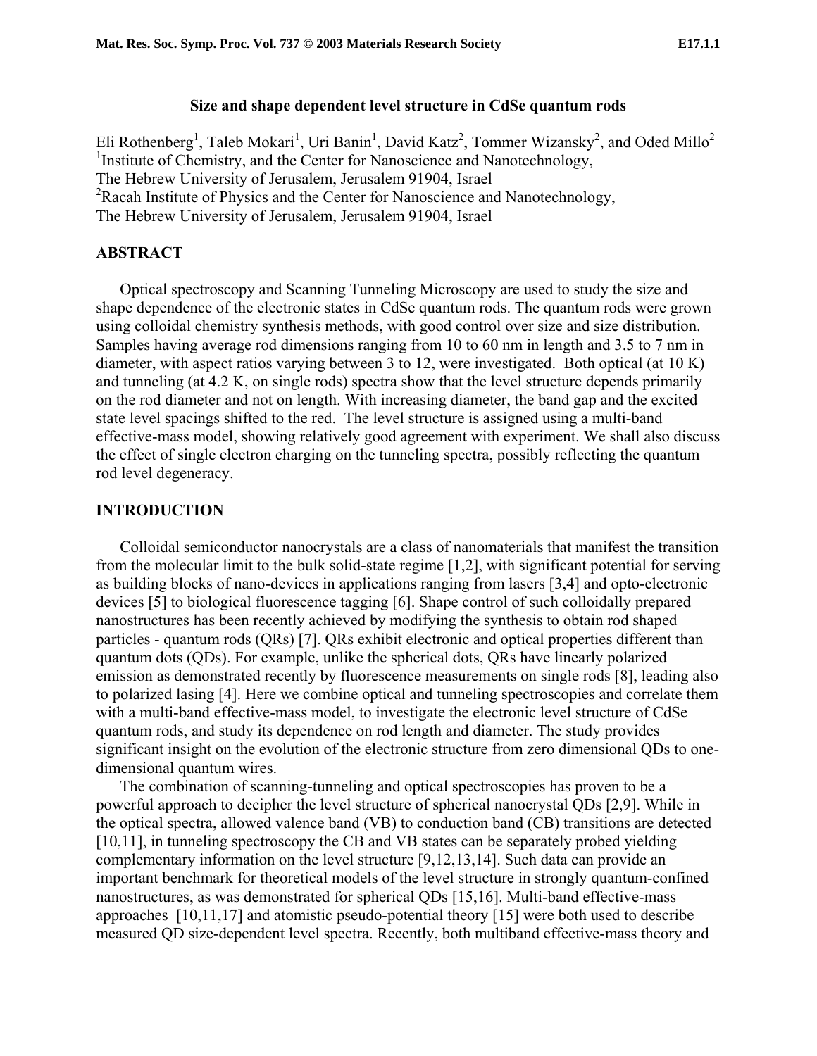# Size and shape dependent level structure in CdSe quantum rods

Eli Rothenberg[1], Taleb Mokari[1], Uri Banin[1], David Katz[2], Tommer Wizansky[2], and Oded Millo[2]

[1]Institute of Chemistry, and the Center for Nanoscience and Nanotechnology,
The Hebrew University of Jerusalem, Jerusalem 91904, Israel

[2]Racah Institute of Physics and the Center for Nanoscience and Nanotechnology,
The Hebrew University of Jerusalem, Jerusalem 91904, Israel

## ABSTRACT

Optical spectroscopy and Scanning Tunneling Microscopy are used to study the size and shape dependence of the electronic states in CdSe quantum rods. The quantum rods were grown using colloidal chemistry synthesis methods, with good control over size and size distribution. Samples having average rod dimensions ranging from 10 to 60 nm in length and 3.5 to 7 nm in diameter, with aspect ratios varying between 3 to 12, were investigated. Both optical (at 10 K) and tunneling (at 4.2 K, on single rods) spectra show that the level structure depends primarily on the rod diameter and not on length. With increasing diameter, the band gap and the excited state level spacings shifted to the red. The level structure is assigned using a multi-band effective-mass model, showing relatively good agreement with experiment. We shall also discuss the effect of single electron charging on the tunneling spectra, possibly reflecting the quantum rod level degeneracy.

## INTRODUCTION

Colloidal semiconductor nanocrystals are a class of nanomaterials that manifest the transition from the molecular limit to the bulk solid-state regime [1,2], with significant potential for serving as building blocks of nano-devices in applications ranging from lasers [3,4] and opto-electronic devices [5] to biological fluorescence tagging [6]. Shape control of such colloidally prepared nanostructures has been recently achieved by modifying the synthesis to obtain rod shaped particles - quantum rods (QRs) [7]. QRs exhibit electronic and optical properties different than quantum dots (QDs). For example, unlike the spherical dots, QRs have linearly polarized emission as demonstrated recently by fluorescence measurements on single rods [8], leading also to polarized lasing [4]. Here we combine optical and tunneling spectroscopies and correlate them with a multi-band effective-mass model, to investigate the electronic level structure of CdSe quantum rods, and study its dependence on rod length and diameter. The study provides significant insight on the evolution of the electronic structure from zero dimensional QDs to one-dimensional quantum wires.

The combination of scanning-tunneling and optical spectroscopies has proven to be a powerful approach to decipher the level structure of spherical nanocrystal QDs [2,9]. While in the optical spectra, allowed valence band (VB) to conduction band (CB) transitions are detected [10,11], in tunneling spectroscopy the CB and VB states can be separately probed yielding complementary information on the level structure [9,12,13,14]. Such data can provide an important benchmark for theoretical models of the level structure in strongly quantum-confined nanostructures, as was demonstrated for spherical QDs [15,16]. Multi-band effective-mass approaches [10,11,17] and atomistic pseudo-potential theory [15] were both used to describe measured QD size-dependent level spectra. Recently, both multiband effective-mass theory and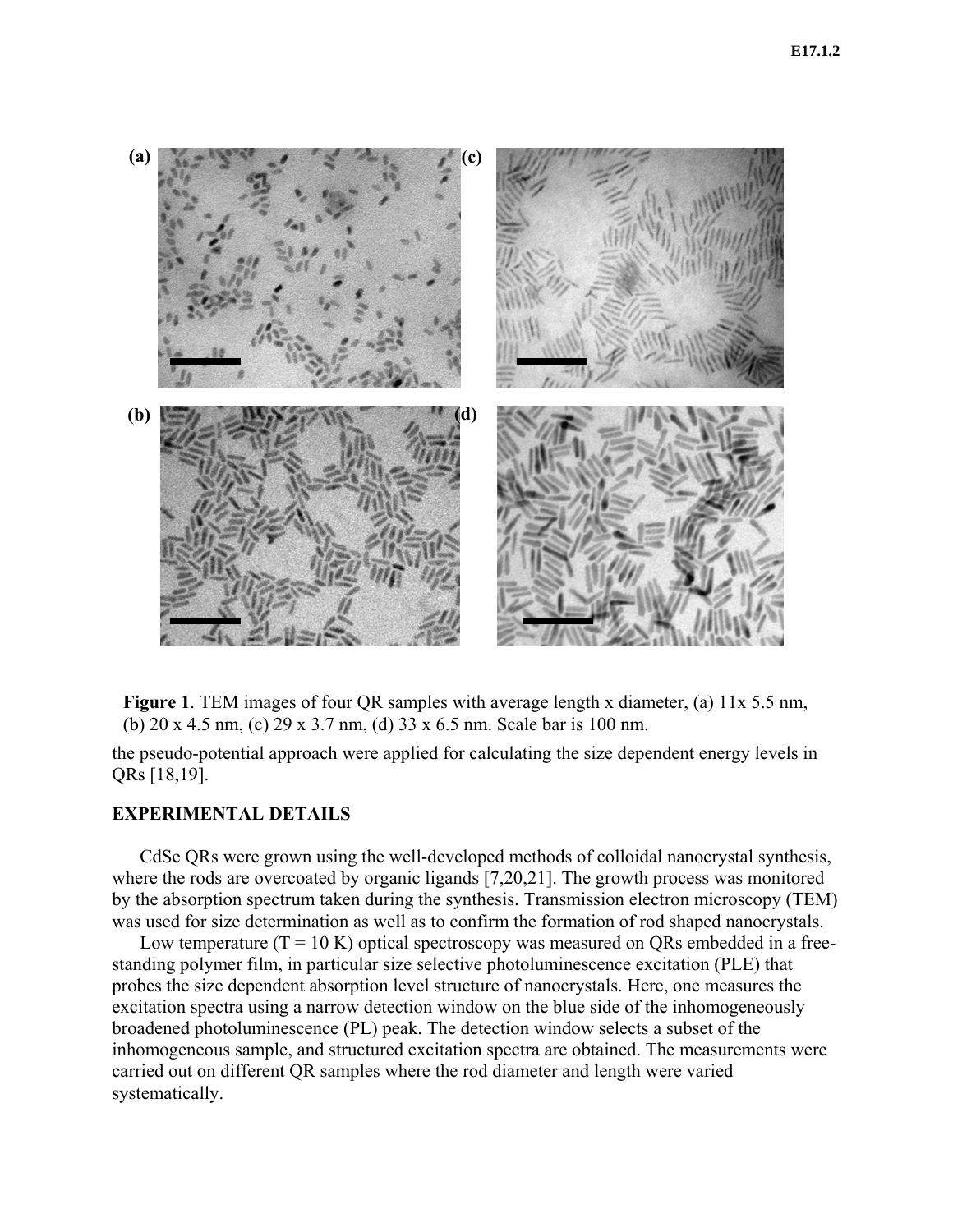**Figure 1**. TEM images of four QR samples with average length x diameter, (a) 11x 5.5 nm, (b) 20 x 4.5 nm, (c) 29 x 3.7 nm, (d) 33 x 6.5 nm. Scale bar is 100 nm.

the pseudo-potential approach were applied for calculating the size dependent energy levels in QRs [18,19].

## EXPERIMENTAL DETAILS

CdSe QRs were grown using the well-developed methods of colloidal nanocrystal synthesis, where the rods are overcoated by organic ligands [7,20,21]. The growth process was monitored by the absorption spectrum taken during the synthesis. Transmission electron microscopy (TEM) was used for size determination as well as to confirm the formation of rod shaped nanocrystals.

Low temperature (T = 10 K) optical spectroscopy was measured on QRs embedded in a free-standing polymer film, in particular size selective photoluminescence excitation (PLE) that probes the size dependent absorption level structure of nanocrystals. Here, one measures the excitation spectra using a narrow detection window on the blue side of the inhomogeneously broadened photoluminescence (PL) peak. The detection window selects a subset of the inhomogeneous sample, and structured excitation spectra are obtained. The measurements were carried out on different QR samples where the rod diameter and length were varied systematically.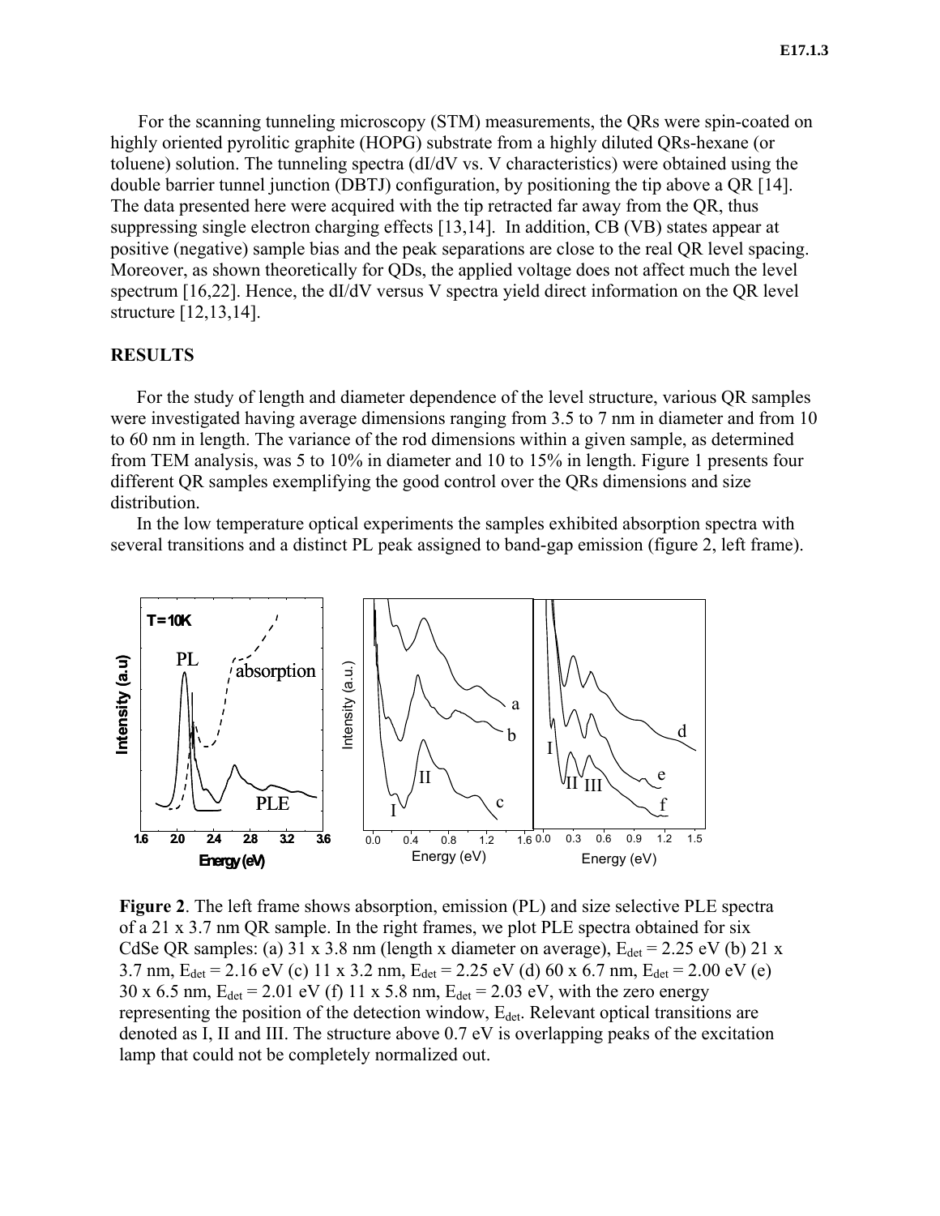For the scanning tunneling microscopy (STM) measurements, the QRs were spin-coated on highly oriented pyrolitic graphite (HOPG) substrate from a highly diluted QRs-hexane (or toluene) solution. The tunneling spectra (dI/dV vs. V characteristics) were obtained using the double barrier tunnel junction (DBTJ) configuration, by positioning the tip above a QR [14]. The data presented here were acquired with the tip retracted far away from the QR, thus suppressing single electron charging effects [13,14]. In addition, CB (VB) states appear at positive (negative) sample bias and the peak separations are close to the real QR level spacing. Moreover, as shown theoretically for QDs, the applied voltage does not affect much the level spectrum [16,22]. Hence, the dI/dV versus V spectra yield direct information on the QR level structure [12,13,14].

## RESULTS

For the study of length and diameter dependence of the level structure, various QR samples were investigated having average dimensions ranging from 3.5 to 7 nm in diameter and from 10 to 60 nm in length. The variance of the rod dimensions within a given sample, as determined from TEM analysis, was 5 to 10% in diameter and 10 to 15% in length. Figure 1 presents four different QR samples exemplifying the good control over the QRs dimensions and size distribution.

In the low temperature optical experiments the samples exhibited absorption spectra with several transitions and a distinct PL peak assigned to band-gap emission (figure 2, left frame).

**Figure 2**. The left frame shows absorption, emission (PL) and size selective PLE spectra of a 21 x 3.7 nm QR sample. In the right frames, we plot PLE spectra obtained for six CdSe QR samples: (a) 31 x 3.8 nm (length x diameter on average), $E_{det}$ = 2.25 eV (b) 21 x 3.7 nm, $E_{det}$ = 2.16 eV (c) 11 x 3.2 nm, $E_{det}$ = 2.25 eV (d) 60 x 6.7 nm, $E_{det}$ = 2.00 eV (e) 30 x 6.5 nm, $E_{det}$ = 2.01 eV (f) 11 x 5.8 nm, $E_{det}$ = 2.03 eV, with the zero energy representing the position of the detection window, $E_{det}$. Relevant optical transitions are denoted as I, II and III. The structure above 0.7 eV is overlapping peaks of the excitation lamp that could not be completely normalized out.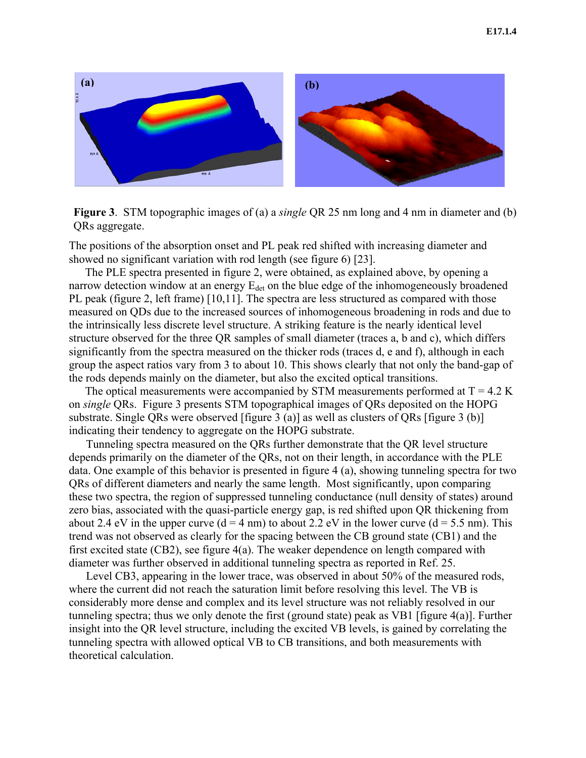**Figure 3**. STM topographic images of (a) a *single* QR 25 nm long and 4 nm in diameter and (b) QRs aggregate.

The positions of the absorption onset and PL peak red shifted with increasing diameter and showed no significant variation with rod length (see figure 6) [23].

The PLE spectra presented in figure 2, were obtained, as explained above, by opening a narrow detection window at an energy $E_{det}$ on the blue edge of the inhomogeneously broadened PL peak (figure 2, left frame) [10,11]. The spectra are less structured as compared with those measured on QDs due to the increased sources of inhomogeneous broadening in rods and due to the intrinsically less discrete level structure. A striking feature is the nearly identical level structure observed for the three QR samples of small diameter (traces a, b and c), which differs significantly from the spectra measured on the thicker rods (traces d, e and f), although in each group the aspect ratios vary from 3 to about 10. This shows clearly that not only the band-gap of the rods depends mainly on the diameter, but also the excited optical transitions.

The optical measurements were accompanied by STM measurements performed at T = 4.2 K on *single* QRs. Figure 3 presents STM topographical images of QRs deposited on the HOPG substrate. Single QRs were observed [figure 3 (a)] as well as clusters of QRs [figure 3 (b)] indicating their tendency to aggregate on the HOPG substrate.

Tunneling spectra measured on the QRs further demonstrate that the QR level structure depends primarily on the diameter of the QRs, not on their length, in accordance with the PLE data. One example of this behavior is presented in figure 4 (a), showing tunneling spectra for two QRs of different diameters and nearly the same length. Most significantly, upon comparing these two spectra, the region of suppressed tunneling conductance (null density of states) around zero bias, associated with the quasi-particle energy gap, is red shifted upon QR thickening from about 2.4 eV in the upper curve (d = 4 nm) to about 2.2 eV in the lower curve (d = 5.5 nm). This trend was not observed as clearly for the spacing between the CB ground state (CB1) and the first excited state (CB2), see figure 4(a). The weaker dependence on length compared with diameter was further observed in additional tunneling spectra as reported in Ref. 25.

Level CB3, appearing in the lower trace, was observed in about 50% of the measured rods, where the current did not reach the saturation limit before resolving this level. The VB is considerably more dense and complex and its level structure was not reliably resolved in our tunneling spectra; thus we only denote the first (ground state) peak as VB1 [figure 4(a)]. Further insight into the QR level structure, including the excited VB levels, is gained by correlating the tunneling spectra with allowed optical VB to CB transitions, and both measurements with theoretical calculation.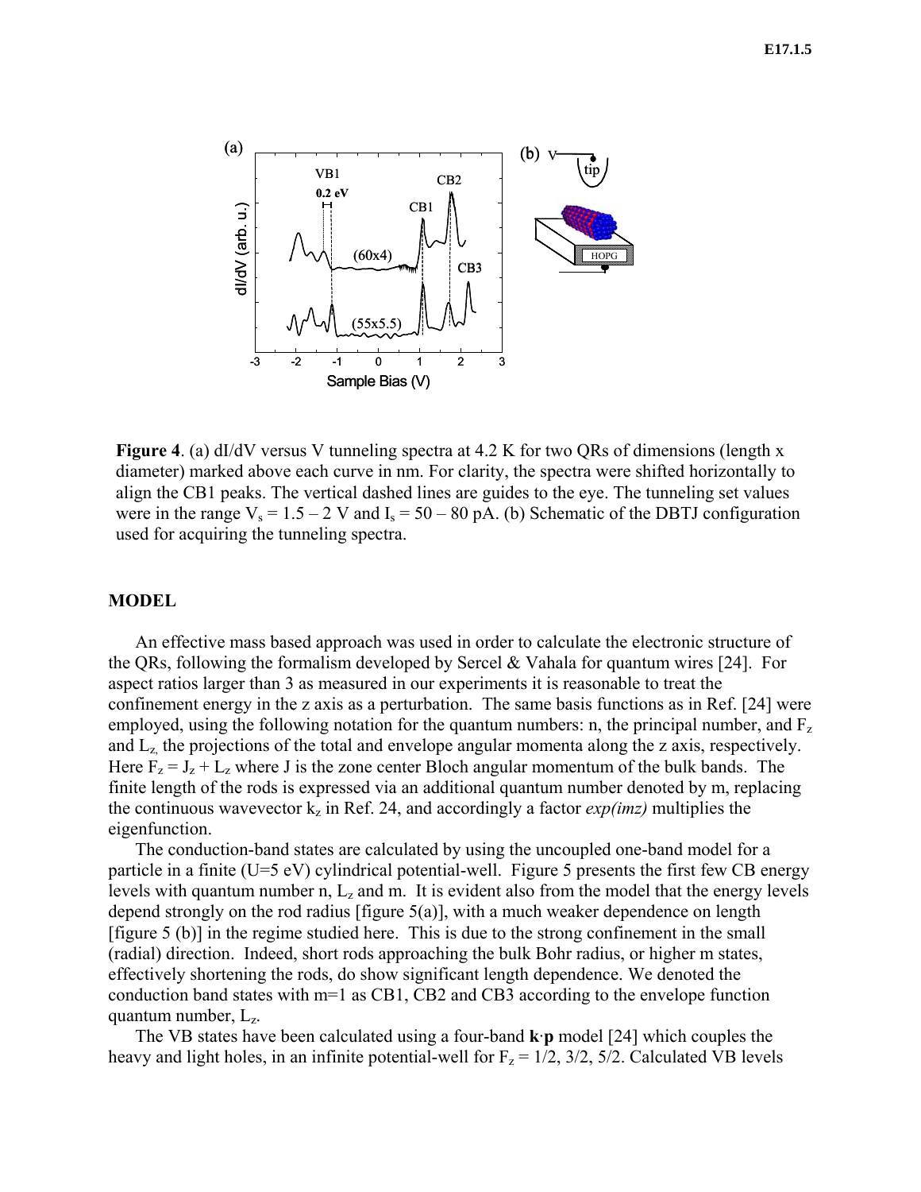**Figure 4**. (a) dI/dV versus V tunneling spectra at 4.2 K for two QRs of dimensions (length x diameter) marked above each curve in nm. For clarity, the spectra were shifted horizontally to align the CB1 peaks. The vertical dashed lines are guides to the eye. The tunneling set values were in the range $V_s = 1.5 – 2$ V and $I_s = 50 – 80$ pA. (b) Schematic of the DBTJ configuration used for acquiring the tunneling spectra.

## MODEL

An effective mass based approach was used in order to calculate the electronic structure of the QRs, following the formalism developed by Sercel & Vahala for quantum wires [24]. For aspect ratios larger than 3 as measured in our experiments it is reasonable to treat the confinement energy in the z axis as a perturbation. The same basis functions as in Ref. [24] were employed, using the following notation for the quantum numbers: n, the principal number, and $F_z$ and $L_z$, the projections of the total and envelope angular momenta along the z axis, respectively. Here $F_z = J_z + L_z$ where J is the zone center Bloch angular momentum of the bulk bands. The finite length of the rods is expressed via an additional quantum number denoted by m, replacing the continuous wavevector $k_z$ in Ref. 24, and accordingly a factor *exp(imz)* multiplies the eigenfunction.

The conduction-band states are calculated by using the uncoupled one-band model for a particle in a finite (U=5 eV) cylindrical potential-well. Figure 5 presents the first few CB energy levels with quantum number n, $L_z$ and m. It is evident also from the model that the energy levels depend strongly on the rod radius [figure 5(a)], with a much weaker dependence on length [figure 5 (b)] in the regime studied here. This is due to the strong confinement in the small (radial) direction. Indeed, short rods approaching the bulk Bohr radius, or higher m states, effectively shortening the rods, do show significant length dependence. We denoted the conduction band states with m=1 as CB1, CB2 and CB3 according to the envelope function quantum number, $L_z$.

The VB states have been calculated using a four-band **k**·**p** model [24] which couples the heavy and light holes, in an infinite potential-well for $F_z = 1/2, 3/2, 5/2$. Calculated VB levels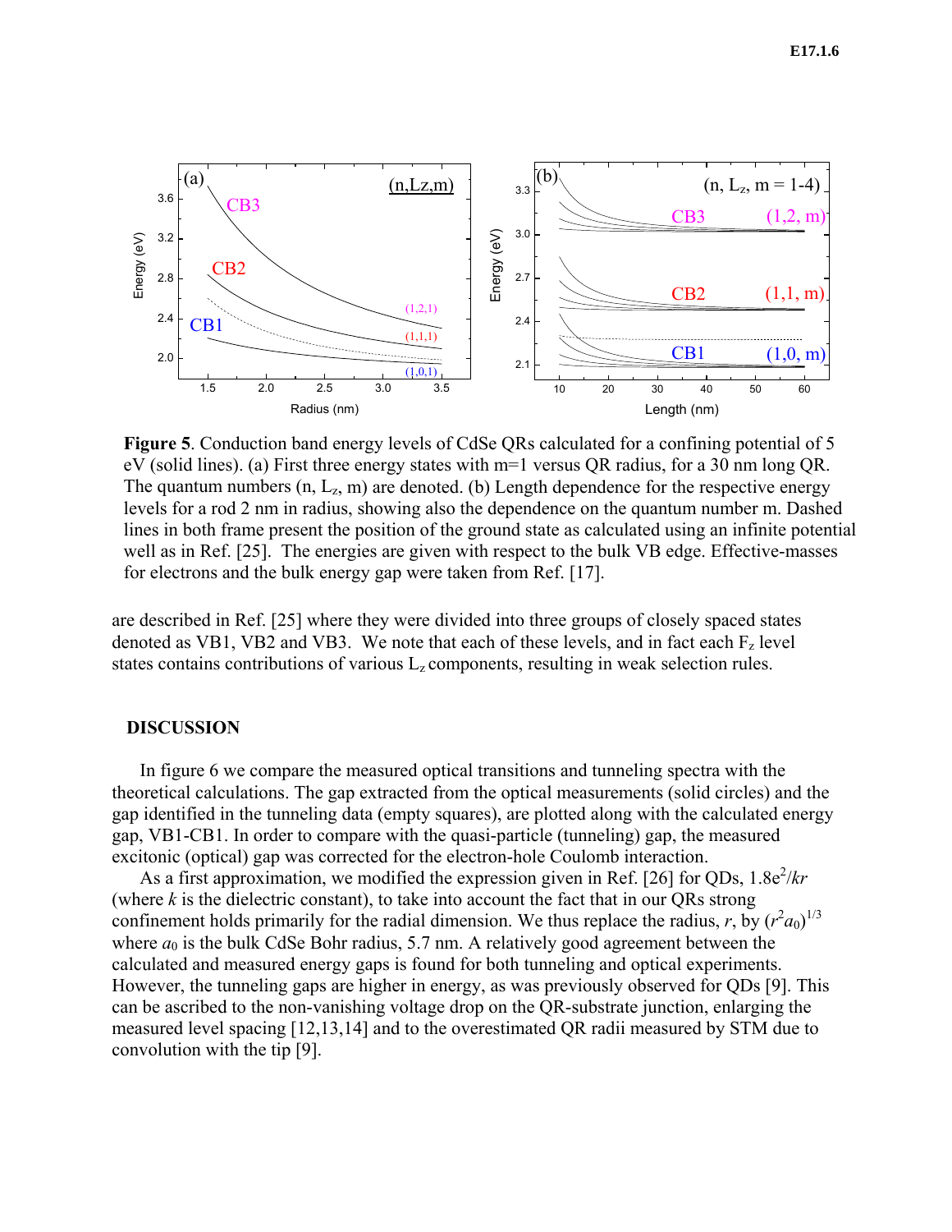**Figure 5**. Conduction band energy levels of CdSe QRs calculated for a confining potential of 5 eV (solid lines). (a) First three energy states with m=1 versus QR radius, for a 30 nm long QR. The quantum numbers (n, $L_z$, m) are denoted. (b) Length dependence for the respective energy levels for a rod 2 nm in radius, showing also the dependence on the quantum number m. Dashed lines in both frame present the position of the ground state as calculated using an infinite potential well as in Ref. [25]. The energies are given with respect to the bulk VB edge. Effective-masses for electrons and the bulk energy gap were taken from Ref. [17].

are described in Ref. [25] where they were divided into three groups of closely spaced states denoted as VB1, VB2 and VB3. We note that each of these levels, and in fact each $F_z$ level states contains contributions of various $L_z$ components, resulting in weak selection rules.

## DISCUSSION

In figure 6 we compare the measured optical transitions and tunneling spectra with the theoretical calculations. The gap extracted from the optical measurements (solid circles) and the gap identified in the tunneling data (empty squares), are plotted along with the calculated energy gap, VB1-CB1. In order to compare with the quasi-particle (tunneling) gap, the measured excitonic (optical) gap was corrected for the electron-hole Coulomb interaction.

As a first approximation, we modified the expression given in Ref. [26] for QDs, $1.8e^2/kr$ (where $k$ is the dielectric constant), to take into account the fact that in our QRs strong confinement holds primarily for the radial dimension. We thus replace the radius, $r$, by $(r^2a_0)^{1/3}$ where $a_0$ is the bulk CdSe Bohr radius, 5.7 nm. A relatively good agreement between the calculated and measured energy gaps is found for both tunneling and optical experiments. However, the tunneling gaps are higher in energy, as was previously observed for QDs [9]. This can be ascribed to the non-vanishing voltage drop on the QR-substrate junction, enlarging the measured level spacing [12,13,14] and to the overestimated QR radii measured by STM due to convolution with the tip [9].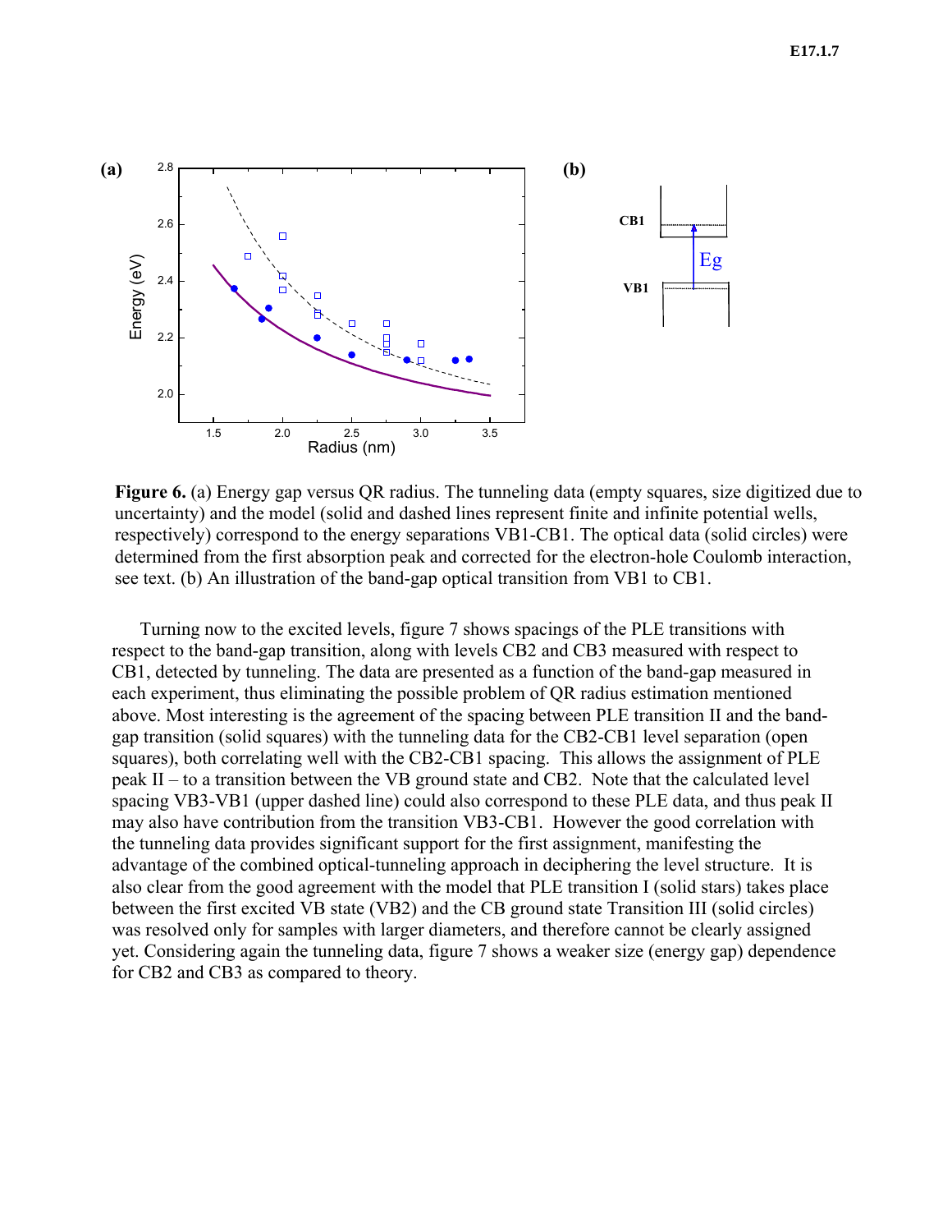**Figure 6.** (a) Energy gap versus QR radius. The tunneling data (empty squares, size digitized due to uncertainty) and the model (solid and dashed lines represent finite and infinite potential wells, respectively) correspond to the energy separations VB1-CB1. The optical data (solid circles) were determined from the first absorption peak and corrected for the electron-hole Coulomb interaction, see text. (b) An illustration of the band-gap optical transition from VB1 to CB1.

Turning now to the excited levels, figure 7 shows spacings of the PLE transitions with respect to the band-gap transition, along with levels CB2 and CB3 measured with respect to CB1, detected by tunneling. The data are presented as a function of the band-gap measured in each experiment, thus eliminating the possible problem of QR radius estimation mentioned above. Most interesting is the agreement of the spacing between PLE transition II and the band-gap transition (solid squares) with the tunneling data for the CB2-CB1 level separation (open squares), both correlating well with the CB2-CB1 spacing. This allows the assignment of PLE peak II – to a transition between the VB ground state and CB2. Note that the calculated level spacing VB3-VB1 (upper dashed line) could also correspond to these PLE data, and thus peak II may also have contribution from the transition VB3-CB1. However the good correlation with the tunneling data provides significant support for the first assignment, manifesting the advantage of the combined optical-tunneling approach in deciphering the level structure. It is also clear from the good agreement with the model that PLE transition I (solid stars) takes place between the first excited VB state (VB2) and the CB ground state Transition III (solid circles) was resolved only for samples with larger diameters, and therefore cannot be clearly assigned yet. Considering again the tunneling data, figure 7 shows a weaker size (energy gap) dependence for CB2 and CB3 as compared to theory.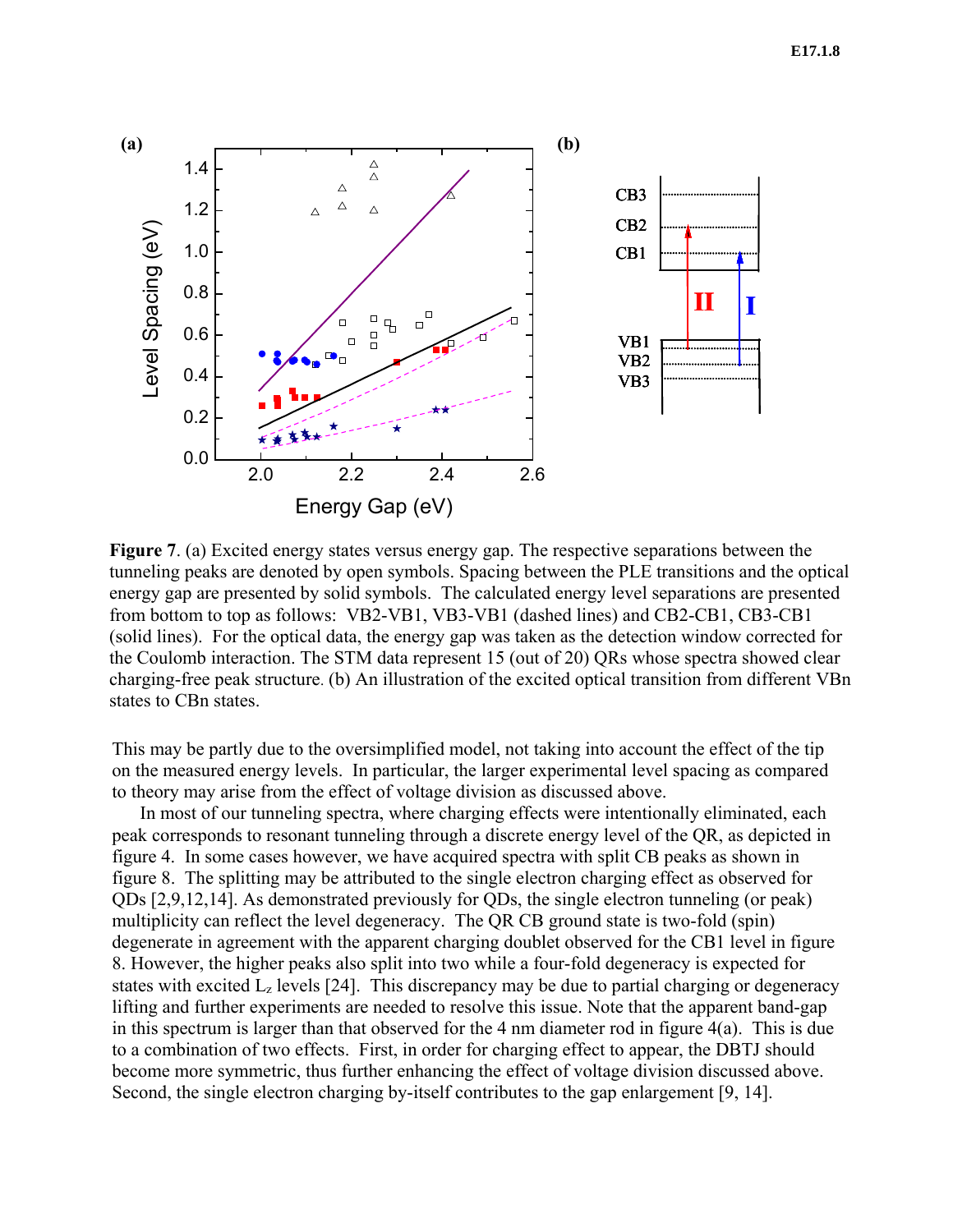**Figure 7**. (a) Excited energy states versus energy gap. The respective separations between the tunneling peaks are denoted by open symbols. Spacing between the PLE transitions and the optical energy gap are presented by solid symbols. The calculated energy level separations are presented from bottom to top as follows: VB2-VB1, VB3-VB1 (dashed lines) and CB2-CB1, CB3-CB1 (solid lines). For the optical data, the energy gap was taken as the detection window corrected for the Coulomb interaction. The STM data represent 15 (out of 20) QRs whose spectra showed clear charging-free peak structure. (b) An illustration of the excited optical transition from different VBn states to CBn states.

This may be partly due to the oversimplified model, not taking into account the effect of the tip on the measured energy levels. In particular, the larger experimental level spacing as compared to theory may arise from the effect of voltage division as discussed above.

In most of our tunneling spectra, where charging effects were intentionally eliminated, each peak corresponds to resonant tunneling through a discrete energy level of the QR, as depicted in figure 4. In some cases however, we have acquired spectra with split CB peaks as shown in figure 8. The splitting may be attributed to the single electron charging effect as observed for QDs [2,9,12,14]. As demonstrated previously for QDs, the single electron tunneling (or peak) multiplicity can reflect the level degeneracy. The QR CB ground state is two-fold (spin) degenerate in agreement with the apparent charging doublet observed for the CB1 level in figure 8. However, the higher peaks also split into two while a four-fold degeneracy is expected for states with excited $L_z$ levels [24]. This discrepancy may be due to partial charging or degeneracy lifting and further experiments are needed to resolve this issue. Note that the apparent band-gap in this spectrum is larger than that observed for the 4 nm diameter rod in figure 4(a). This is due to a combination of two effects. First, in order for charging effect to appear, the DBTJ should become more symmetric, thus further enhancing the effect of voltage division discussed above. Second, the single electron charging by-itself contributes to the gap enlargement [9, 14].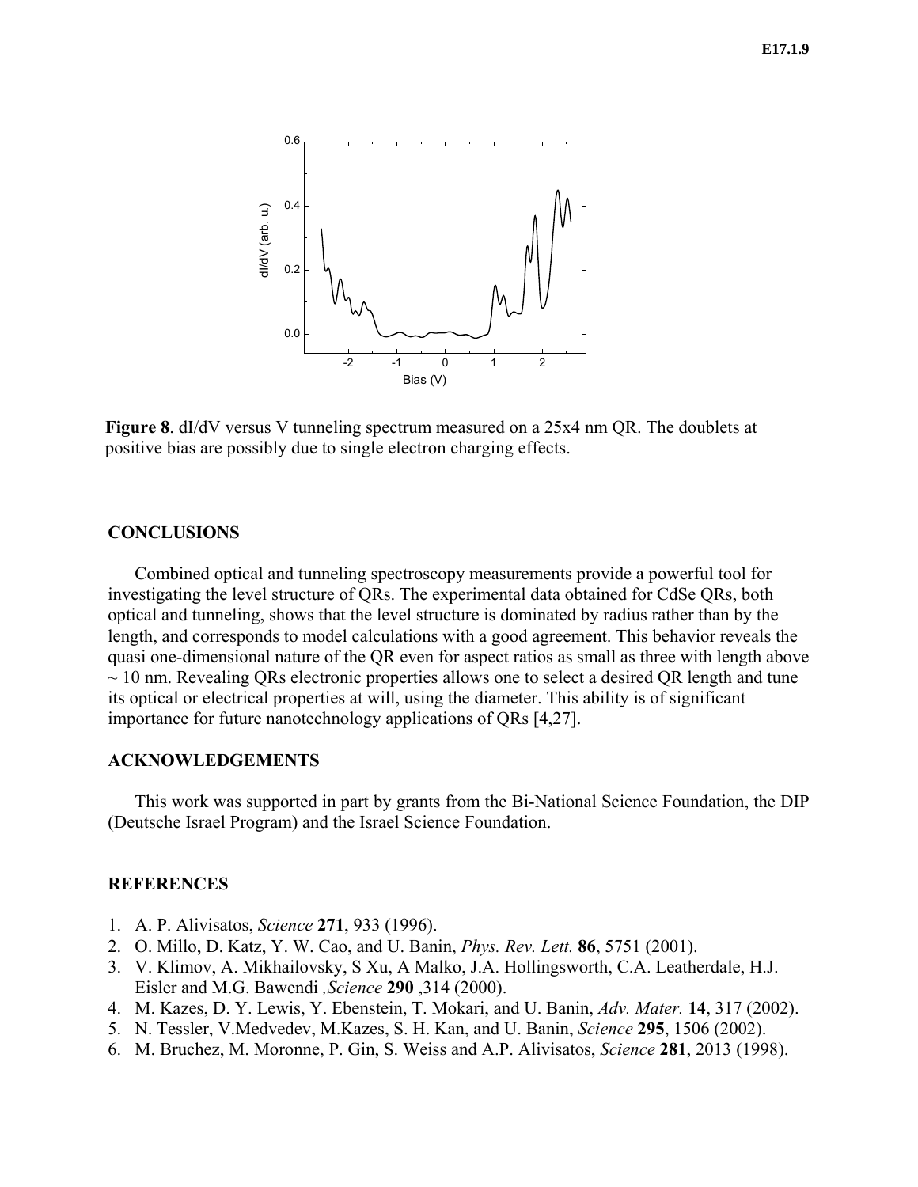**Figure 8**. dI/dV versus V tunneling spectrum measured on a 25x4 nm QR. The doublets at positive bias are possibly due to single electron charging effects.

## CONCLUSIONS

Combined optical and tunneling spectroscopy measurements provide a powerful tool for investigating the level structure of QRs. The experimental data obtained for CdSe QRs, both optical and tunneling, shows that the level structure is dominated by radius rather than by the length, and corresponds to model calculations with a good agreement. This behavior reveals the quasi one-dimensional nature of the QR even for aspect ratios as small as three with length above ~ 10 nm. Revealing QRs electronic properties allows one to select a desired QR length and tune its optical or electrical properties at will, using the diameter. This ability is of significant importance for future nanotechnology applications of QRs [4,27].

## ACKNOWLEDGEMENTS

This work was supported in part by grants from the Bi-National Science Foundation, the DIP (Deutsche Israel Program) and the Israel Science Foundation.

## REFERENCES

1. A. P. Alivisatos, *Science* **271**, 933 (1996).
2. O. Millo, D. Katz, Y. W. Cao, and U. Banin, *Phys. Rev. Lett.* **86**, 5751 (2001).
3. V. Klimov, A. Mikhailovsky, S Xu, A Malko, J.A. Hollingsworth, C.A. Leatherdale, H.J. Eisler and M.G. Bawendi *,Science* **290** ,314 (2000).
4. M. Kazes, D. Y. Lewis, Y. Ebenstein, T. Mokari, and U. Banin, *Adv. Mater.* **14**, 317 (2002).
5. N. Tessler, V.Medvedev, M.Kazes, S. H. Kan, and U. Banin, *Science* **295**, 1506 (2002).
6. M. Bruchez, M. Moronne, P. Gin, S. Weiss and A.P. Alivisatos, *Science* **281**, 2013 (1998).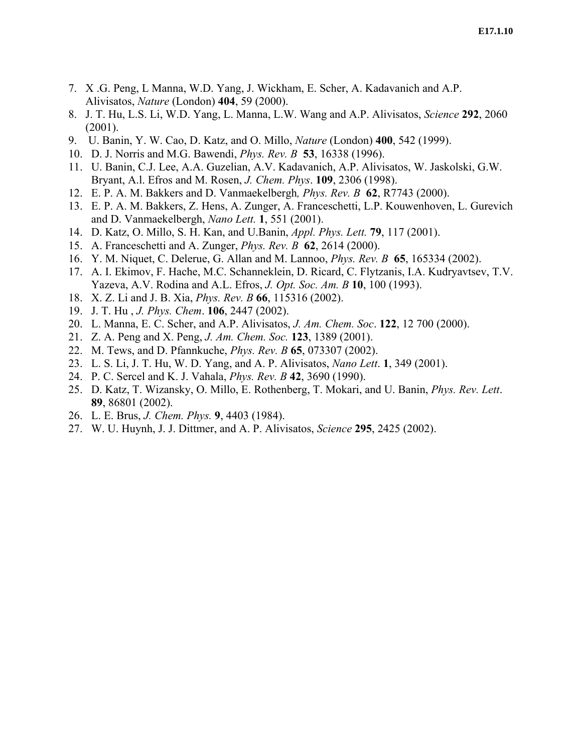7. X .G. Peng, L Manna, W.D. Yang, J. Wickham, E. Scher, A. Kadavanich and A.P. Alivisatos, *Nature* (London) **404**, 59 (2000).
8. J. T. Hu, L.S. Li, W.D. Yang, L. Manna, L.W. Wang and A.P. Alivisatos, *Science* **292**, 2060 (2001).
9. U. Banin, Y. W. Cao, D. Katz, and O. Millo, *Nature* (London) **400**, 542 (1999).
10. D. J. Norris and M.G. Bawendi, *Phys. Rev. B* **53**, 16338 (1996).
11. U. Banin, C.J. Lee, A.A. Guzelian, A.V. Kadavanich, A.P. Alivisatos, W. Jaskolski, G.W. Bryant, A.l. Efros and M. Rosen, *J. Chem. Phys*. **109**, 2306 (1998).
12. E. P. A. M. Bakkers and D. Vanmaekelbergh*, Phys. Rev. B* **62**, R7743 (2000).
13. E. P. A. M. Bakkers, Z. Hens, A. Zunger, A. Franceschetti, L.P. Kouwenhoven, L. Gurevich and D. Vanmaekelbergh, *Nano Lett.* **1**, 551 (2001).
14. D. Katz, O. Millo, S. H. Kan, and U.Banin, *Appl. Phys. Lett.* **79**, 117 (2001).
15. A. Franceschetti and A. Zunger, *Phys. Rev. B* **62**, 2614 (2000).
16. Y. M. Niquet, C. Delerue, G. Allan and M. Lannoo, *Phys. Rev. B* **65**, 165334 (2002).
17. A. I. Ekimov, F. Hache, M.C. Schanneklein, D. Ricard, C. Flytzanis, I.A. Kudryavtsev, T.V. Yazeva, A.V. Rodina and A.L. Efros, *J. Opt. Soc. Am. B* **10**, 100 (1993).
18. X. Z. Li and J. B. Xia, *Phys. Rev. B* **66**, 115316 (2002).
19. J. T. Hu , *J. Phys. Chem*. **106**, 2447 (2002).
20. L. Manna, E. C. Scher, and A.P. Alivisatos, *J. Am. Chem. Soc*. **122**, 12 700 (2000).
21. Z. A. Peng and X. Peng, *J. Am. Chem. Soc.* **123**, 1389 (2001).
22. M. Tews, and D. Pfannkuche, *Phys. Rev. B* **65**, 073307 (2002).
23. L. S. Li, J. T. Hu, W. D. Yang, and A. P. Alivisatos, *Nano Lett*. **1**, 349 (2001).
24. P. C. Sercel and K. J. Vahala, *Phys. Rev. B* **42**, 3690 (1990).
25. D. Katz, T. Wizansky, O. Millo, E. Rothenberg, T. Mokari, and U. Banin, *Phys. Rev. Lett*. **89**, 86801 (2002).
26. L. E. Brus, *J. Chem. Phys.* **9**, 4403 (1984).
27. W. U. Huynh, J. J. Dittmer, and A. P. Alivisatos, *Science* **295**, 2425 (2002).